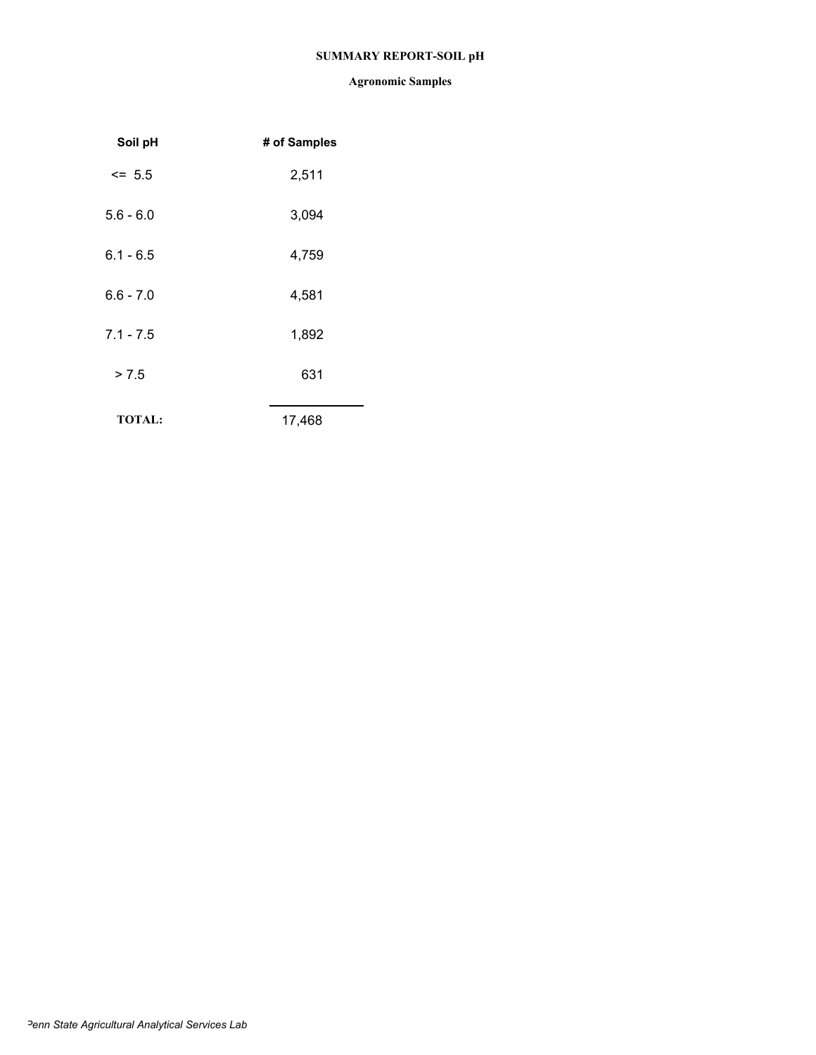# SUMMARY REPORT-SOIL pH

## Agronomic Samples

| Soil pH | # of Samples |
|---|---|
| <= 5.5 | 2,511 |
| 5.6 - 6.0 | 3,094 |
| 6.1 - 6.5 | 4,759 |
| 6.6 - 7.0 | 4,581 |
| 7.1 - 7.5 | 1,892 |
| > 7.5 | 631 |
| **TOTAL:** | 17,468 |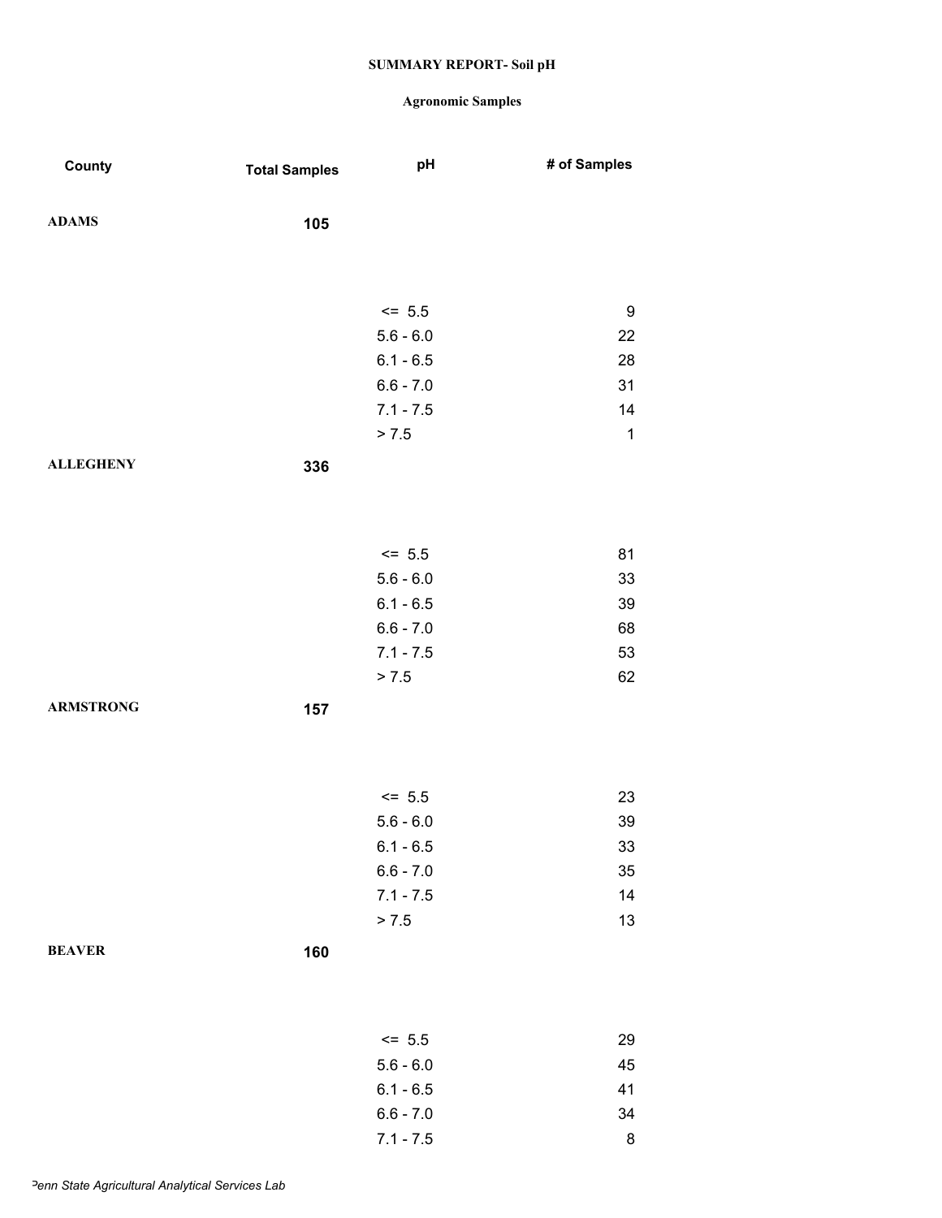**SUMMARY REPORT- Soil pH**

**Agronomic Samples**

| County | Total Samples | pH | # of Samples |
|---|---|---|---|
| **ADAMS** | **105** | | |
| | | <= 5.5 | 9 |
| | | 5.6 - 6.0 | 22 |
| | | 6.1 - 6.5 | 28 |
| | | 6.6 - 7.0 | 31 |
| | | 7.1 - 7.5 | 14 |
| | | > 7.5 | 1 |
| **ALLEGHENY** | **336** | | |
| | | <= 5.5 | 81 |
| | | 5.6 - 6.0 | 33 |
| | | 6.1 - 6.5 | 39 |
| | | 6.6 - 7.0 | 68 |
| | | 7.1 - 7.5 | 53 |
| | | > 7.5 | 62 |
| **ARMSTRONG** | **157** | | |
| | | <= 5.5 | 23 |
| | | 5.6 - 6.0 | 39 |
| | | 6.1 - 6.5 | 33 |
| | | 6.6 - 7.0 | 35 |
| | | 7.1 - 7.5 | 14 |
| | | > 7.5 | 13 |
| **BEAVER** | **160** | | |
| | | <= 5.5 | 29 |
| | | 5.6 - 6.0 | 45 |
| | | 6.1 - 6.5 | 41 |
| | | 6.6 - 7.0 | 34 |
| | | 7.1 - 7.5 | 8 |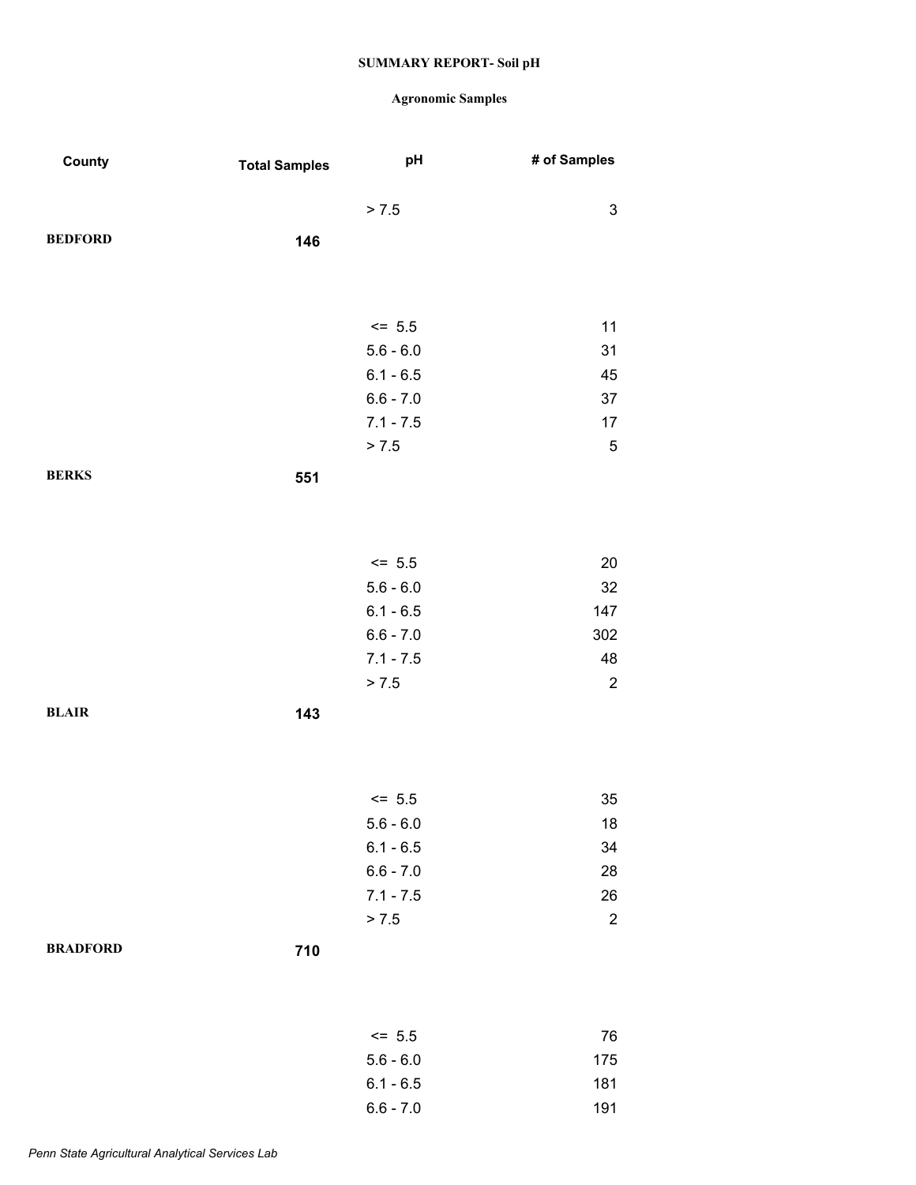**SUMMARY REPORT- Soil pH**

**Agronomic Samples**

| County | Total Samples | pH | # of Samples |
|---|---|---|---|
| | | > 7.5 | 3 |
| **BEDFORD** | **146** | | |
| | | <= 5.5 | 11 |
| | | 5.6 - 6.0 | 31 |
| | | 6.1 - 6.5 | 45 |
| | | 6.6 - 7.0 | 37 |
| | | 7.1 - 7.5 | 17 |
| | | > 7.5 | 5 |
| **BERKS** | **551** | | |
| | | <= 5.5 | 20 |
| | | 5.6 - 6.0 | 32 |
| | | 6.1 - 6.5 | 147 |
| | | 6.6 - 7.0 | 302 |
| | | 7.1 - 7.5 | 48 |
| | | > 7.5 | 2 |
| **BLAIR** | **143** | | |
| | | <= 5.5 | 35 |
| | | 5.6 - 6.0 | 18 |
| | | 6.1 - 6.5 | 34 |
| | | 6.6 - 7.0 | 28 |
| | | 7.1 - 7.5 | 26 |
| | | > 7.5 | 2 |
| **BRADFORD** | **710** | | |
| | | <= 5.5 | 76 |
| | | 5.6 - 6.0 | 175 |
| | | 6.1 - 6.5 | 181 |
| | | 6.6 - 7.0 | 191 |

*Penn State Agricultural Analytical Services Lab*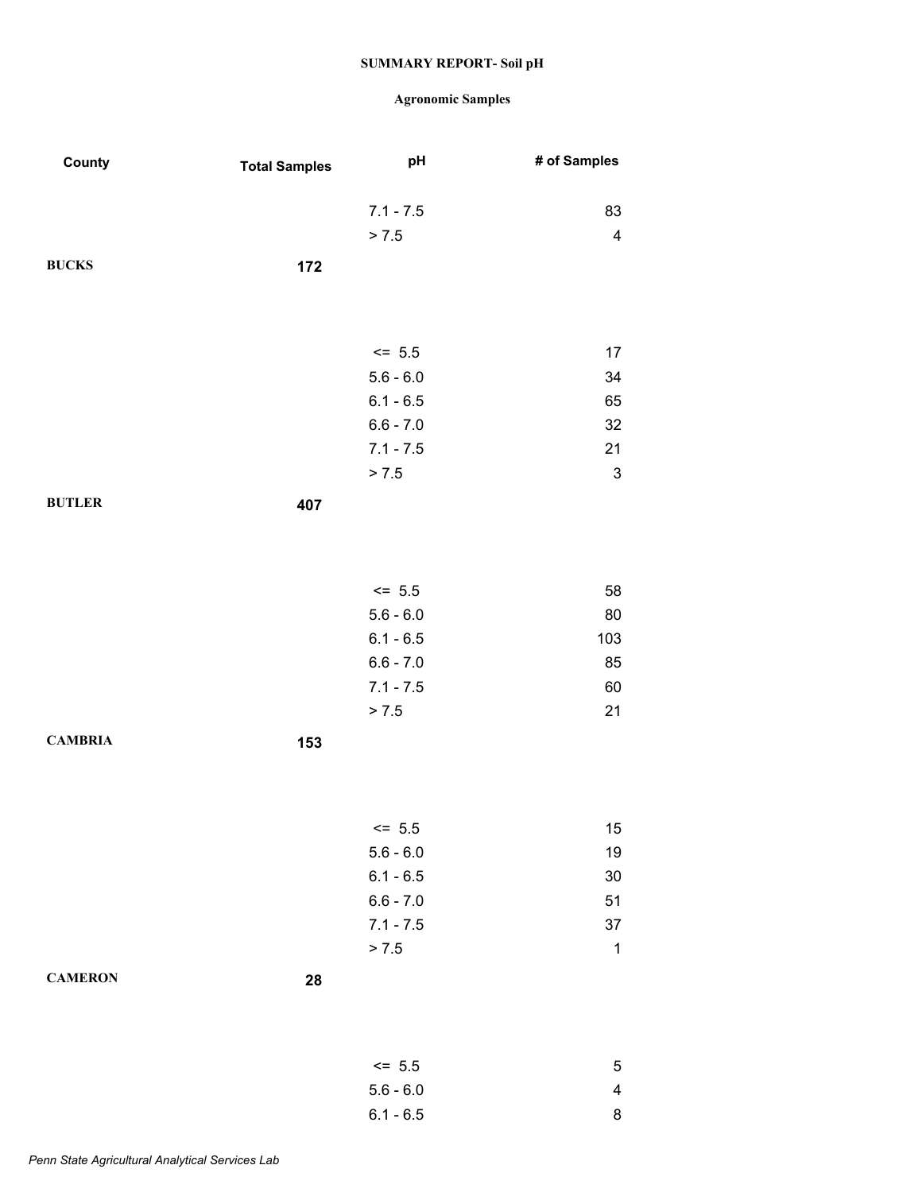**SUMMARY REPORT- Soil pH**

**Agronomic Samples**

| County | Total Samples | pH | # of Samples |
|---|---|---|---|
| | | 7.1 - 7.5 | 83 |
| | | > 7.5 | 4 |
| **BUCKS** | **172** | | |
| | | <= 5.5 | 17 |
| | | 5.6 - 6.0 | 34 |
| | | 6.1 - 6.5 | 65 |
| | | 6.6 - 7.0 | 32 |
| | | 7.1 - 7.5 | 21 |
| | | > 7.5 | 3 |
| **BUTLER** | **407** | | |
| | | <= 5.5 | 58 |
| | | 5.6 - 6.0 | 80 |
| | | 6.1 - 6.5 | 103 |
| | | 6.6 - 7.0 | 85 |
| | | 7.1 - 7.5 | 60 |
| | | > 7.5 | 21 |
| **CAMBRIA** | **153** | | |
| | | <= 5.5 | 15 |
| | | 5.6 - 6.0 | 19 |
| | | 6.1 - 6.5 | 30 |
| | | 6.6 - 7.0 | 51 |
| | | 7.1 - 7.5 | 37 |
| | | > 7.5 | 1 |
| **CAMERON** | **28** | | |
| | | <= 5.5 | 5 |
| | | 5.6 - 6.0 | 4 |
| | | 6.1 - 6.5 | 8 |

*Penn State Agricultural Analytical Services Lab*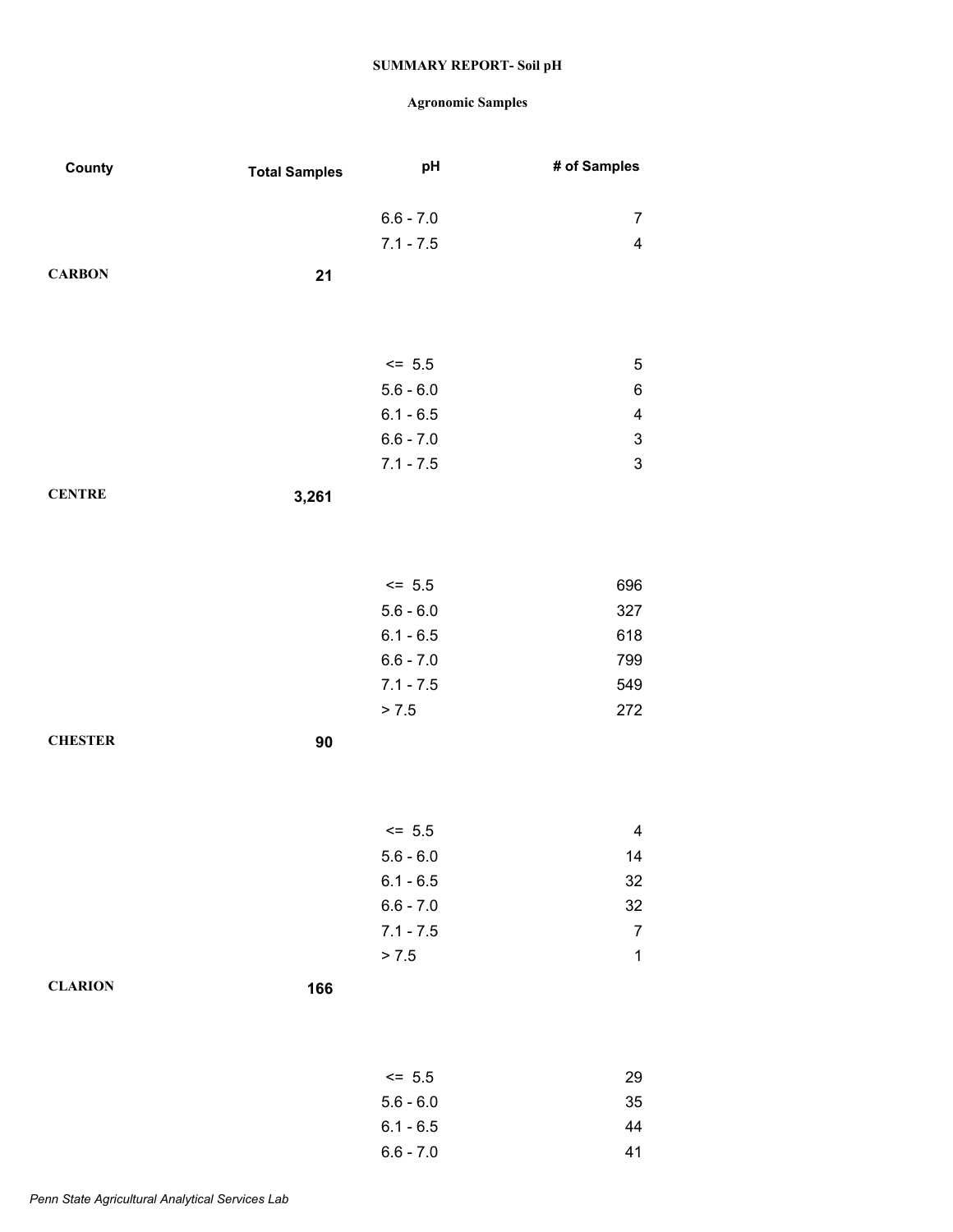**SUMMARY REPORT- Soil pH**

**Agronomic Samples**

| County | Total Samples | pH | # of Samples |
|---|---|---|---|
| | | 6.6 - 7.0 | 7 |
| | | 7.1 - 7.5 | 4 |
| **CARBON** | **21** | | |
| | | <= 5.5 | 5 |
| | | 5.6 - 6.0 | 6 |
| | | 6.1 - 6.5 | 4 |
| | | 6.6 - 7.0 | 3 |
| | | 7.1 - 7.5 | 3 |
| **CENTRE** | **3,261** | | |
| | | <= 5.5 | 696 |
| | | 5.6 - 6.0 | 327 |
| | | 6.1 - 6.5 | 618 |
| | | 6.6 - 7.0 | 799 |
| | | 7.1 - 7.5 | 549 |
| | | > 7.5 | 272 |
| **CHESTER** | **90** | | |
| | | <= 5.5 | 4 |
| | | 5.6 - 6.0 | 14 |
| | | 6.1 - 6.5 | 32 |
| | | 6.6 - 7.0 | 32 |
| | | 7.1 - 7.5 | 7 |
| | | > 7.5 | 1 |
| **CLARION** | **166** | | |
| | | <= 5.5 | 29 |
| | | 5.6 - 6.0 | 35 |
| | | 6.1 - 6.5 | 44 |
| | | 6.6 - 7.0 | 41 |

*Penn State Agricultural Analytical Services Lab*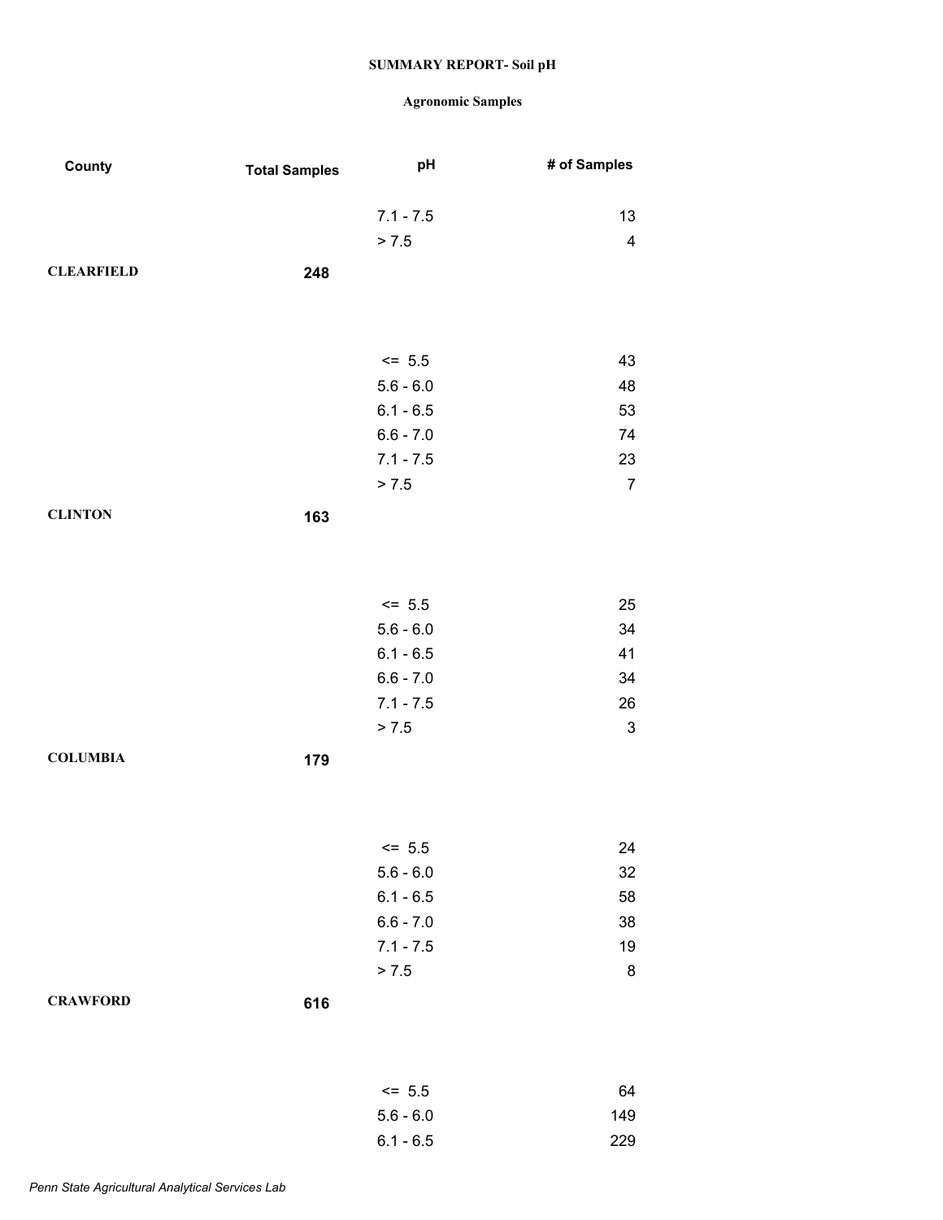**SUMMARY REPORT- Soil pH**

**Agronomic Samples**

| County | Total Samples | pH | # of Samples |
|---|---|---|---|
| | | 7.1 - 7.5 | 13 |
| | | > 7.5 | 4 |
| **CLEARFIELD** | **248** | | |
| | | <= 5.5 | 43 |
| | | 5.6 - 6.0 | 48 |
| | | 6.1 - 6.5 | 53 |
| | | 6.6 - 7.0 | 74 |
| | | 7.1 - 7.5 | 23 |
| | | > 7.5 | 7 |
| **CLINTON** | **163** | | |
| | | <= 5.5 | 25 |
| | | 5.6 - 6.0 | 34 |
| | | 6.1 - 6.5 | 41 |
| | | 6.6 - 7.0 | 34 |
| | | 7.1 - 7.5 | 26 |
| | | > 7.5 | 3 |
| **COLUMBIA** | **179** | | |
| | | <= 5.5 | 24 |
| | | 5.6 - 6.0 | 32 |
| | | 6.1 - 6.5 | 58 |
| | | 6.6 - 7.0 | 38 |
| | | 7.1 - 7.5 | 19 |
| | | > 7.5 | 8 |
| **CRAWFORD** | **616** | | |
| | | <= 5.5 | 64 |
| | | 5.6 - 6.0 | 149 |
| | | 6.1 - 6.5 | 229 |

*Penn State Agricultural Analytical Services Lab*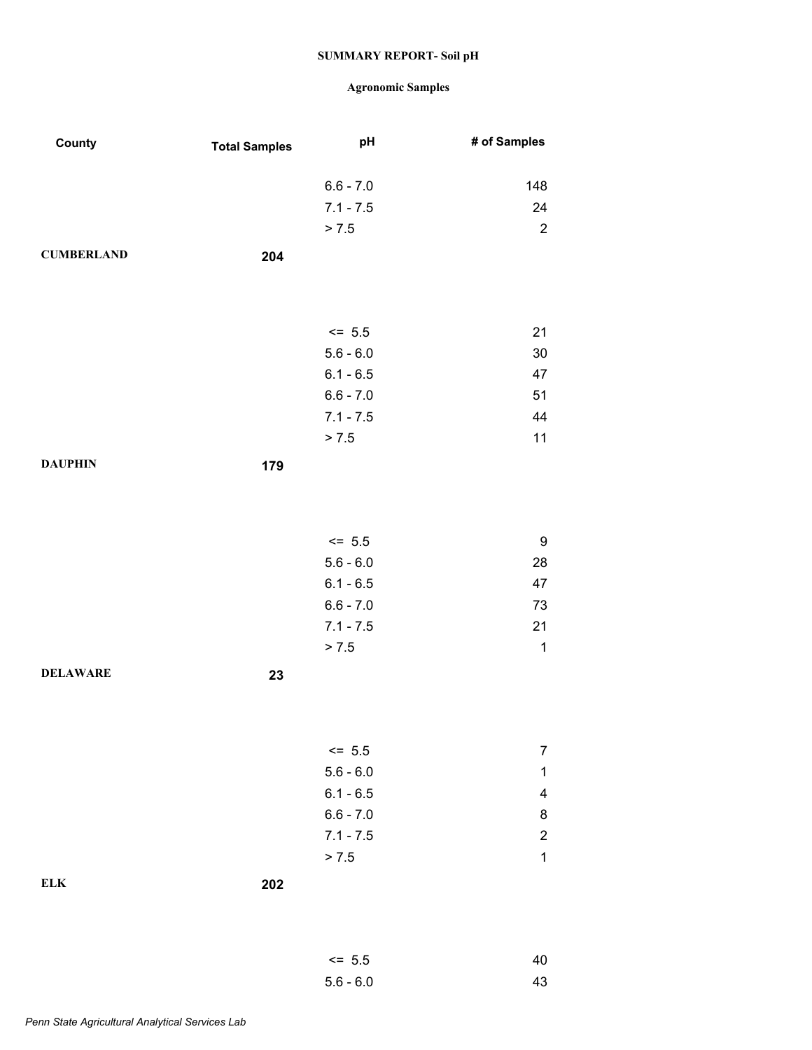**SUMMARY REPORT- Soil pH**

**Agronomic Samples**

| County | Total Samples | pH | # of Samples |
|---|---|---|---|
| | | 6.6 - 7.0 | 148 |
| | | 7.1 - 7.5 | 24 |
| | | > 7.5 | 2 |
| **CUMBERLAND** | **204** | | |
| | | <= 5.5 | 21 |
| | | 5.6 - 6.0 | 30 |
| | | 6.1 - 6.5 | 47 |
| | | 6.6 - 7.0 | 51 |
| | | 7.1 - 7.5 | 44 |
| | | > 7.5 | 11 |
| **DAUPHIN** | **179** | | |
| | | <= 5.5 | 9 |
| | | 5.6 - 6.0 | 28 |
| | | 6.1 - 6.5 | 47 |
| | | 6.6 - 7.0 | 73 |
| | | 7.1 - 7.5 | 21 |
| | | > 7.5 | 1 |
| **DELAWARE** | **23** | | |
| | | <= 5.5 | 7 |
| | | 5.6 - 6.0 | 1 |
| | | 6.1 - 6.5 | 4 |
| | | 6.6 - 7.0 | 8 |
| | | 7.1 - 7.5 | 2 |
| | | > 7.5 | 1 |
| **ELK** | **202** | | |
| | | <= 5.5 | 40 |
| | | 5.6 - 6.0 | 43 |

*Penn State Agricultural Analytical Services Lab*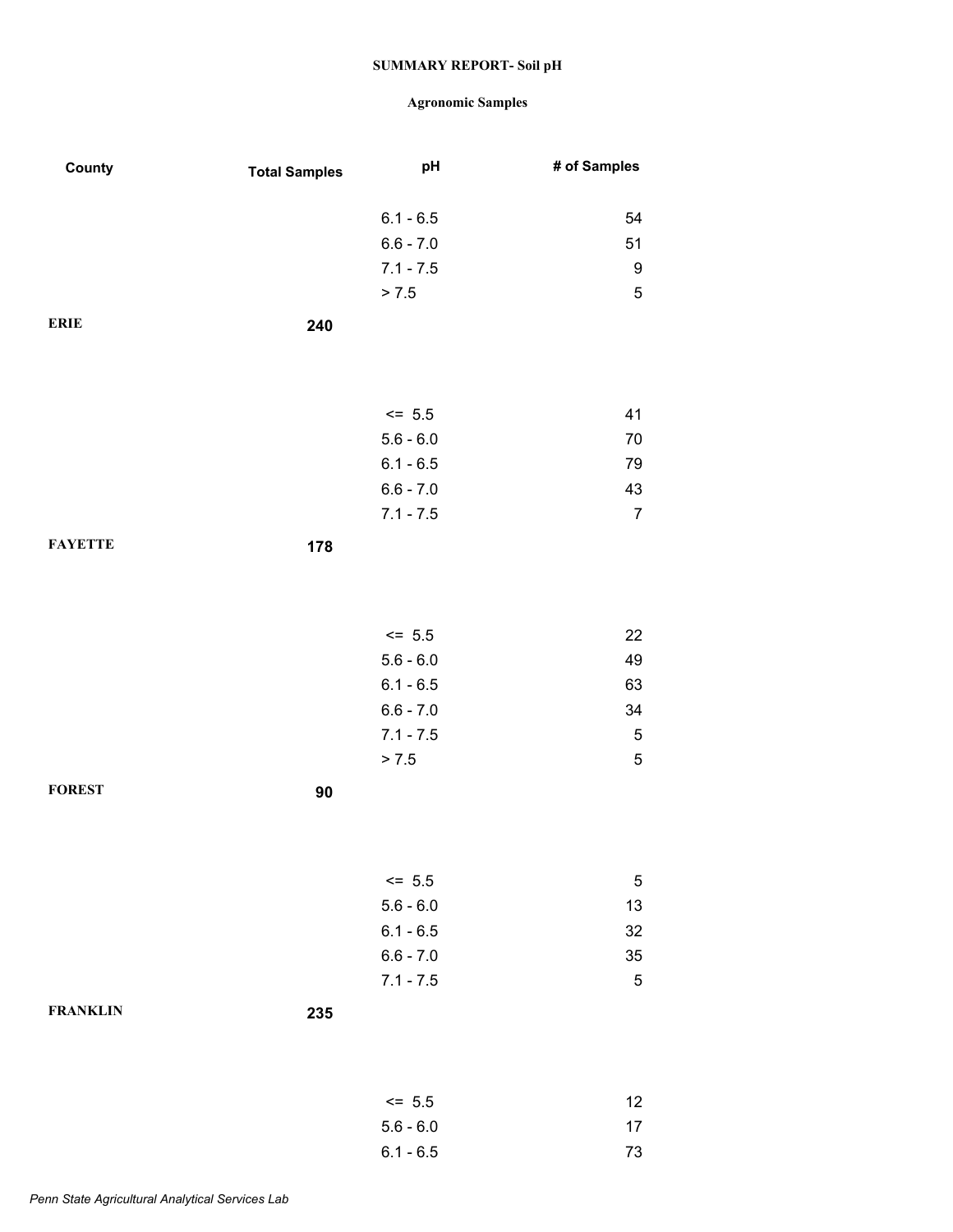**SUMMARY REPORT- Soil pH**

**Agronomic Samples**

| County | Total Samples | pH | # of Samples |
|---|---|---|---|
| | | 6.1 - 6.5 | 54 |
| | | 6.6 - 7.0 | 51 |
| | | 7.1 - 7.5 | 9 |
| | | > 7.5 | 5 |
| **ERIE** | **240** | | |
| | | <= 5.5 | 41 |
| | | 5.6 - 6.0 | 70 |
| | | 6.1 - 6.5 | 79 |
| | | 6.6 - 7.0 | 43 |
| | | 7.1 - 7.5 | 7 |
| **FAYETTE** | **178** | | |
| | | <= 5.5 | 22 |
| | | 5.6 - 6.0 | 49 |
| | | 6.1 - 6.5 | 63 |
| | | 6.6 - 7.0 | 34 |
| | | 7.1 - 7.5 | 5 |
| | | > 7.5 | 5 |
| **FOREST** | **90** | | |
| | | <= 5.5 | 5 |
| | | 5.6 - 6.0 | 13 |
| | | 6.1 - 6.5 | 32 |
| | | 6.6 - 7.0 | 35 |
| | | 7.1 - 7.5 | 5 |
| **FRANKLIN** | **235** | | |
| | | <= 5.5 | 12 |
| | | 5.6 - 6.0 | 17 |
| | | 6.1 - 6.5 | 73 |

*Penn State Agricultural Analytical Services Lab*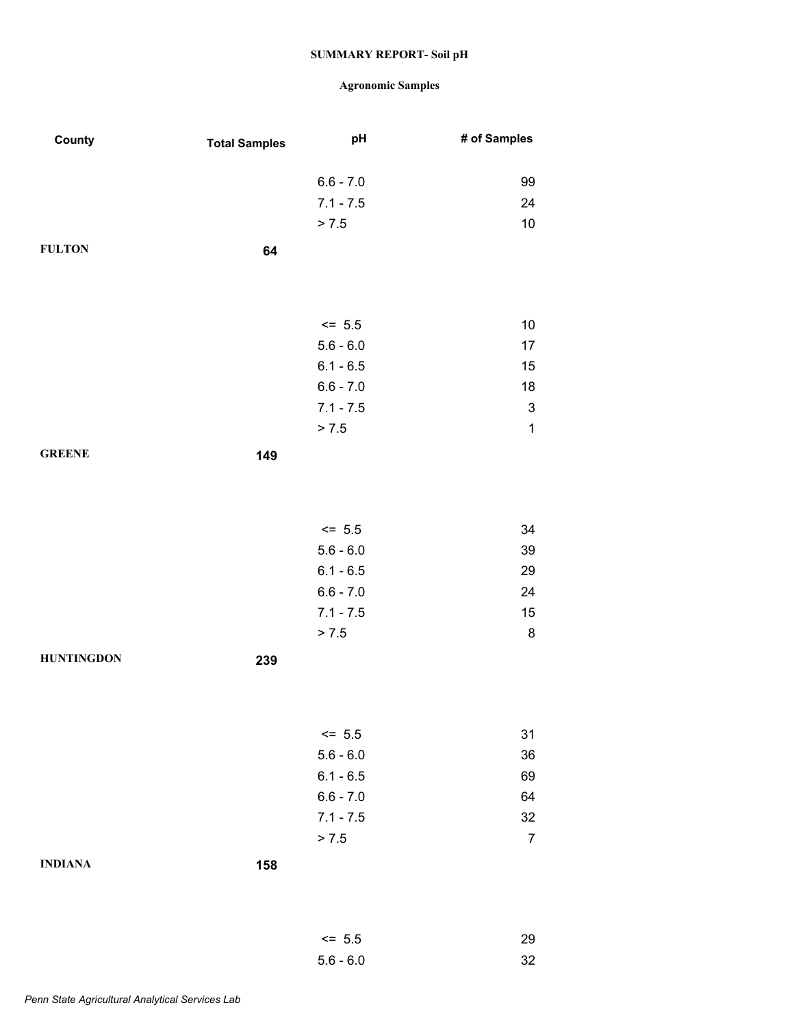**SUMMARY REPORT- Soil pH**

**Agronomic Samples**

| County | Total Samples | pH | # of Samples |
|---|---|---|---|
| | | 6.6 - 7.0 | 99 |
| | | 7.1 - 7.5 | 24 |
| | | > 7.5 | 10 |
| **FULTON** | **64** | | |
| | | <= 5.5 | 10 |
| | | 5.6 - 6.0 | 17 |
| | | 6.1 - 6.5 | 15 |
| | | 6.6 - 7.0 | 18 |
| | | 7.1 - 7.5 | 3 |
| | | > 7.5 | 1 |
| **GREENE** | **149** | | |
| | | <= 5.5 | 34 |
| | | 5.6 - 6.0 | 39 |
| | | 6.1 - 6.5 | 29 |
| | | 6.6 - 7.0 | 24 |
| | | 7.1 - 7.5 | 15 |
| | | > 7.5 | 8 |
| **HUNTINGDON** | **239** | | |
| | | <= 5.5 | 31 |
| | | 5.6 - 6.0 | 36 |
| | | 6.1 - 6.5 | 69 |
| | | 6.6 - 7.0 | 64 |
| | | 7.1 - 7.5 | 32 |
| | | > 7.5 | 7 |
| **INDIANA** | **158** | | |
| | | <= 5.5 | 29 |
| | | 5.6 - 6.0 | 32 |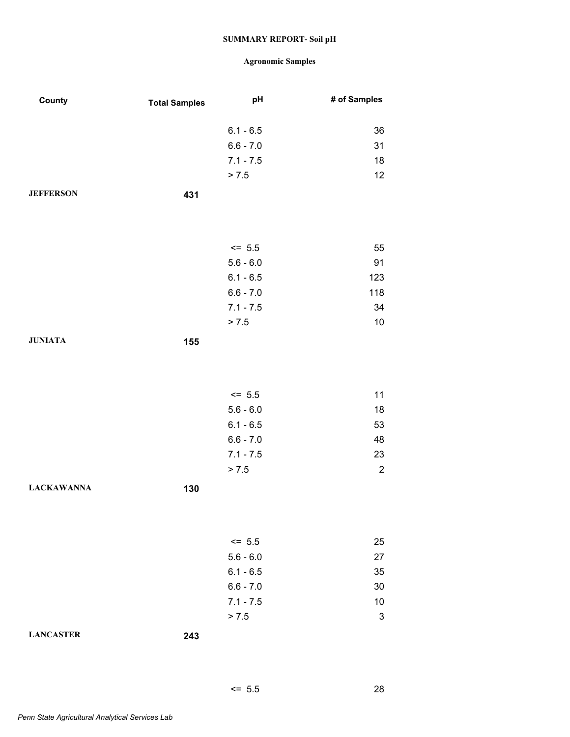**SUMMARY REPORT- Soil pH**

**Agronomic Samples**

| County | Total Samples | pH | # of Samples |
|---|---|---|---|
| | | 6.1 - 6.5 | 36 |
| | | 6.6 - 7.0 | 31 |
| | | 7.1 - 7.5 | 18 |
| | | > 7.5 | 12 |
| **JEFFERSON** | **431** | | |
| | | <= 5.5 | 55 |
| | | 5.6 - 6.0 | 91 |
| | | 6.1 - 6.5 | 123 |
| | | 6.6 - 7.0 | 118 |
| | | 7.1 - 7.5 | 34 |
| | | > 7.5 | 10 |
| **JUNIATA** | **155** | | |
| | | <= 5.5 | 11 |
| | | 5.6 - 6.0 | 18 |
| | | 6.1 - 6.5 | 53 |
| | | 6.6 - 7.0 | 48 |
| | | 7.1 - 7.5 | 23 |
| | | > 7.5 | 2 |
| **LACKAWANNA** | **130** | | |
| | | <= 5.5 | 25 |
| | | 5.6 - 6.0 | 27 |
| | | 6.1 - 6.5 | 35 |
| | | 6.6 - 7.0 | 30 |
| | | 7.1 - 7.5 | 10 |
| | | > 7.5 | 3 |
| **LANCASTER** | **243** | | |
| | | <= 5.5 | 28 |

*Penn State Agricultural Analytical Services Lab*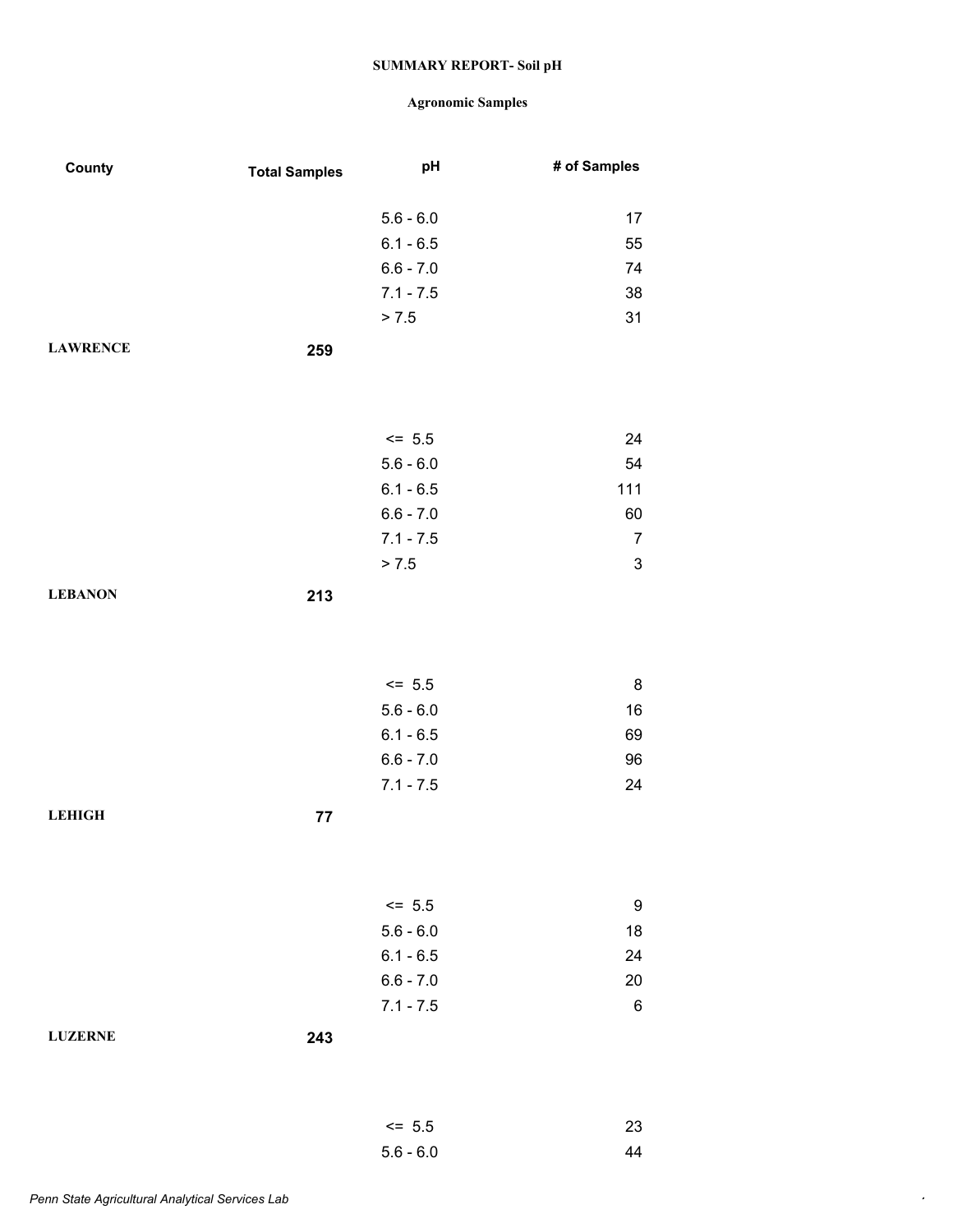**SUMMARY REPORT- Soil pH**

**Agronomic Samples**

| County | Total Samples | pH | # of Samples |
|---|---|---|---|
| | | 5.6 - 6.0 | 17 |
| | | 6.1 - 6.5 | 55 |
| | | 6.6 - 7.0 | 74 |
| | | 7.1 - 7.5 | 38 |
| | | > 7.5 | 31 |
| **LAWRENCE** | **259** | | |
| | | <= 5.5 | 24 |
| | | 5.6 - 6.0 | 54 |
| | | 6.1 - 6.5 | 111 |
| | | 6.6 - 7.0 | 60 |
| | | 7.1 - 7.5 | 7 |
| | | > 7.5 | 3 |
| **LEBANON** | **213** | | |
| | | <= 5.5 | 8 |
| | | 5.6 - 6.0 | 16 |
| | | 6.1 - 6.5 | 69 |
| | | 6.6 - 7.0 | 96 |
| | | 7.1 - 7.5 | 24 |
| **LEHIGH** | **77** | | |
| | | <= 5.5 | 9 |
| | | 5.6 - 6.0 | 18 |
| | | 6.1 - 6.5 | 24 |
| | | 6.6 - 7.0 | 20 |
| | | 7.1 - 7.5 | 6 |
| **LUZERNE** | **243** | | |
| | | <= 5.5 | 23 |
| | | 5.6 - 6.0 | 44 |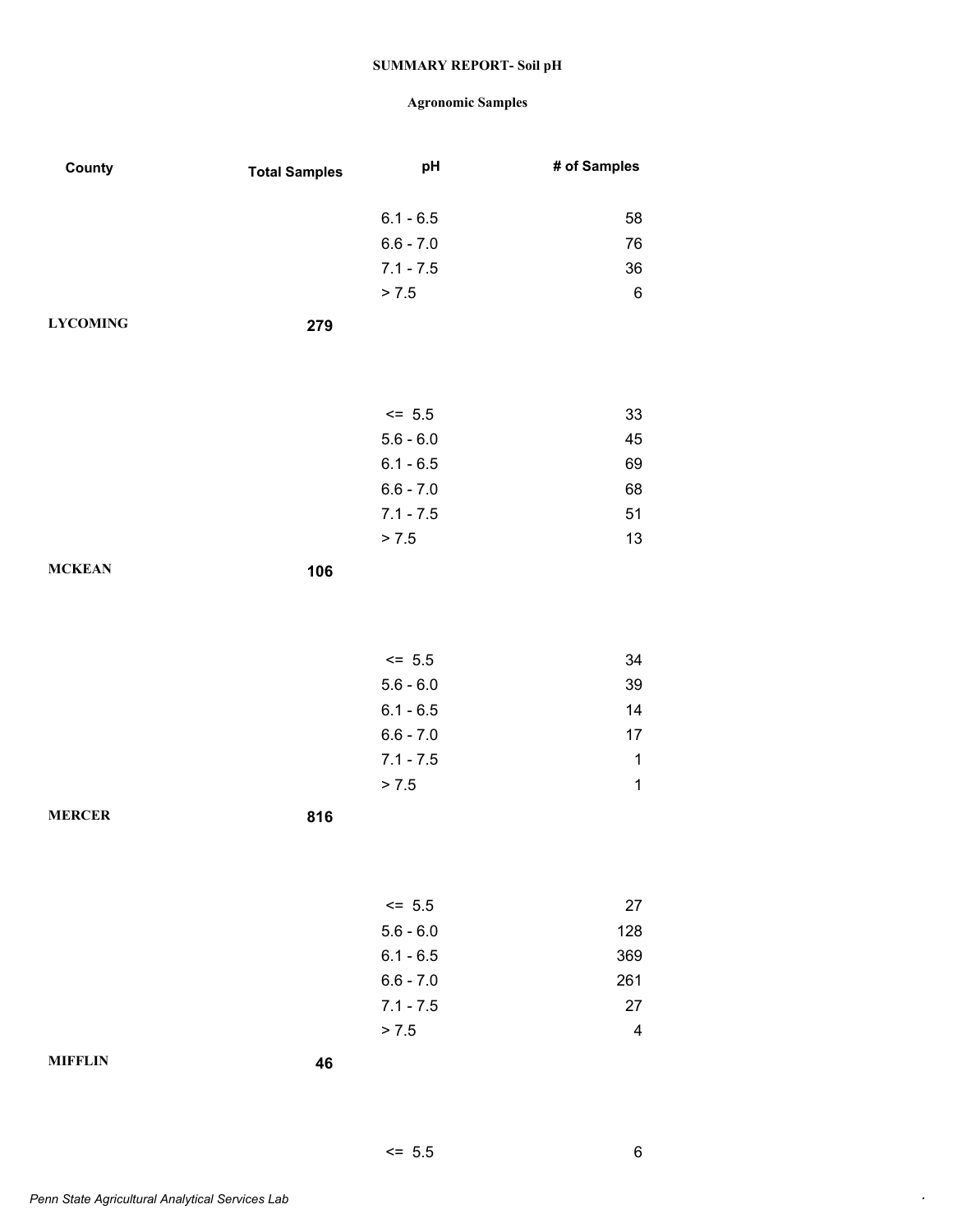**SUMMARY REPORT- Soil pH**

**Agronomic Samples**

| County | Total Samples | pH | # of Samples |
|---|---|---|---|
| | | 6.1 - 6.5 | 58 |
| | | 6.6 - 7.0 | 76 |
| | | 7.1 - 7.5 | 36 |
| | | > 7.5 | 6 |
| **LYCOMING** | **279** | | |
| | | <= 5.5 | 33 |
| | | 5.6 - 6.0 | 45 |
| | | 6.1 - 6.5 | 69 |
| | | 6.6 - 7.0 | 68 |
| | | 7.1 - 7.5 | 51 |
| | | > 7.5 | 13 |
| **MCKEAN** | **106** | | |
| | | <= 5.5 | 34 |
| | | 5.6 - 6.0 | 39 |
| | | 6.1 - 6.5 | 14 |
| | | 6.6 - 7.0 | 17 |
| | | 7.1 - 7.5 | 1 |
| | | > 7.5 | 1 |
| **MERCER** | **816** | | |
| | | <= 5.5 | 27 |
| | | 5.6 - 6.0 | 128 |
| | | 6.1 - 6.5 | 369 |
| | | 6.6 - 7.0 | 261 |
| | | 7.1 - 7.5 | 27 |
| | | > 7.5 | 4 |
| **MIFFLIN** | **46** | | |
| | | <= 5.5 | 6 |

*Penn State Agricultural Analytical Services Lab*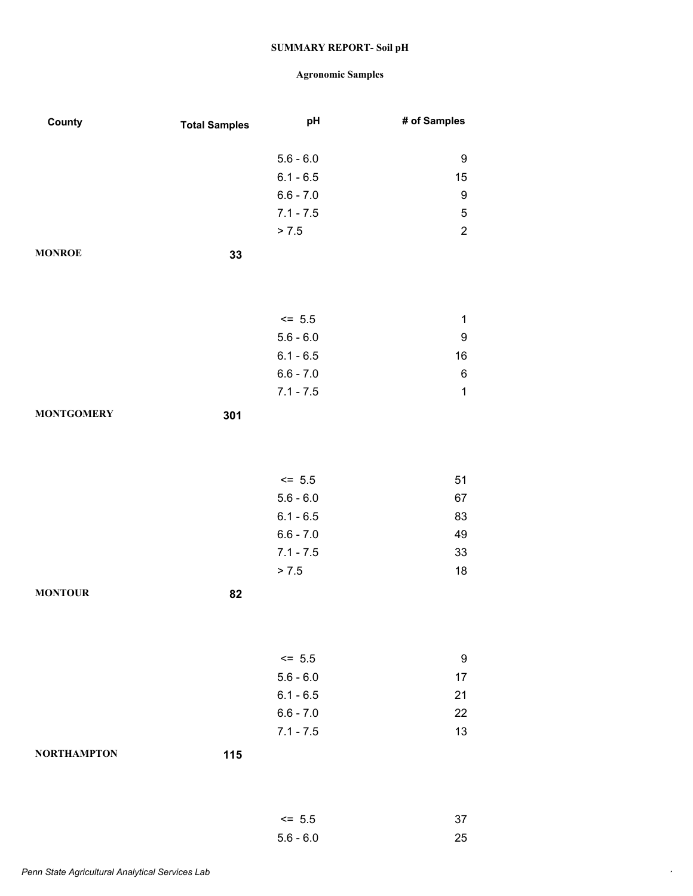**SUMMARY REPORT- Soil pH**

**Agronomic Samples**

| County | Total Samples | pH | # of Samples |
|---|---|---|---|
| | | 5.6 - 6.0 | 9 |
| | | 6.1 - 6.5 | 15 |
| | | 6.6 - 7.0 | 9 |
| | | 7.1 - 7.5 | 5 |
| | | > 7.5 | 2 |
| **MONROE** | **33** | | |
| | | <= 5.5 | 1 |
| | | 5.6 - 6.0 | 9 |
| | | 6.1 - 6.5 | 16 |
| | | 6.6 - 7.0 | 6 |
| | | 7.1 - 7.5 | 1 |
| **MONTGOMERY** | **301** | | |
| | | <= 5.5 | 51 |
| | | 5.6 - 6.0 | 67 |
| | | 6.1 - 6.5 | 83 |
| | | 6.6 - 7.0 | 49 |
| | | 7.1 - 7.5 | 33 |
| | | > 7.5 | 18 |
| **MONTOUR** | **82** | | |
| | | <= 5.5 | 9 |
| | | 5.6 - 6.0 | 17 |
| | | 6.1 - 6.5 | 21 |
| | | 6.6 - 7.0 | 22 |
| | | 7.1 - 7.5 | 13 |
| **NORTHAMPTON** | **115** | | |
| | | <= 5.5 | 37 |
| | | 5.6 - 6.0 | 25 |

*Penn State Agricultural Analytical Services Lab*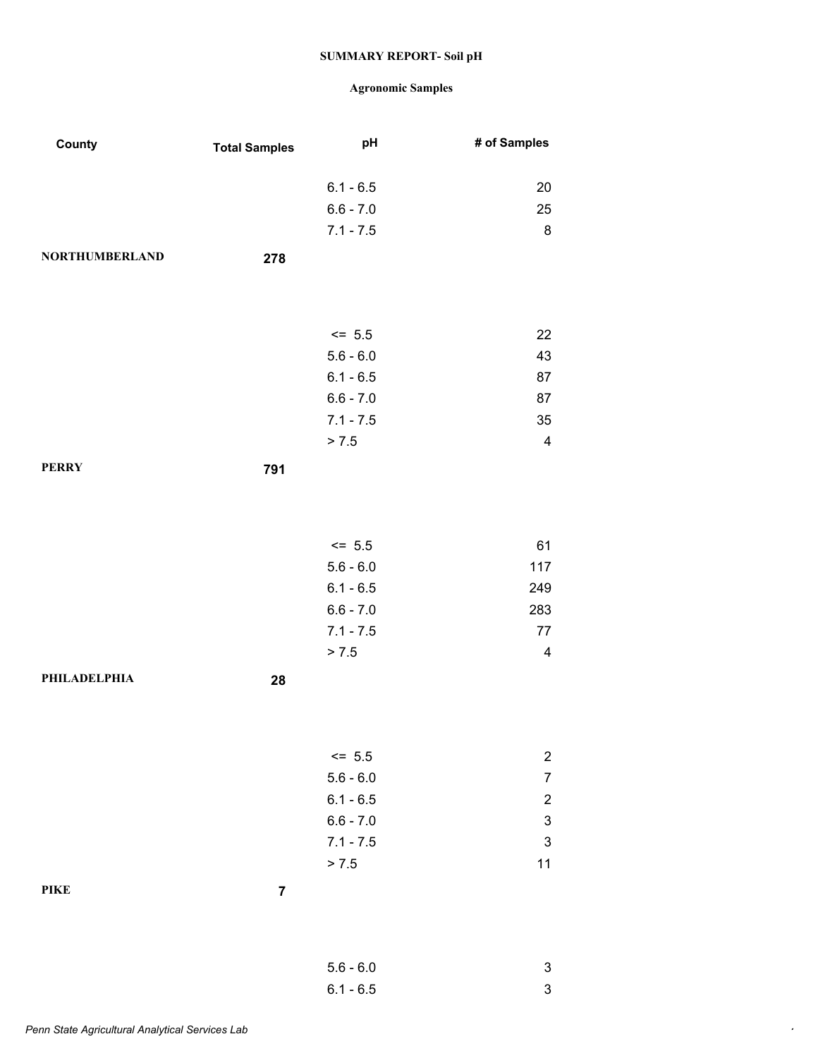**SUMMARY REPORT- Soil pH**

**Agronomic Samples**

| County | Total Samples | pH | # of Samples |
|---|---|---|---|
| | | 6.1 - 6.5 | 20 |
| | | 6.6 - 7.0 | 25 |
| | | 7.1 - 7.5 | 8 |
| **NORTHUMBERLAND** | **278** | | |
| | | <= 5.5 | 22 |
| | | 5.6 - 6.0 | 43 |
| | | 6.1 - 6.5 | 87 |
| | | 6.6 - 7.0 | 87 |
| | | 7.1 - 7.5 | 35 |
| | | > 7.5 | 4 |
| **PERRY** | **791** | | |
| | | <= 5.5 | 61 |
| | | 5.6 - 6.0 | 117 |
| | | 6.1 - 6.5 | 249 |
| | | 6.6 - 7.0 | 283 |
| | | 7.1 - 7.5 | 77 |
| | | > 7.5 | 4 |
| **PHILADELPHIA** | **28** | | |
| | | <= 5.5 | 2 |
| | | 5.6 - 6.0 | 7 |
| | | 6.1 - 6.5 | 2 |
| | | 6.6 - 7.0 | 3 |
| | | 7.1 - 7.5 | 3 |
| | | > 7.5 | 11 |
| **PIKE** | **7** | | |
| | | 5.6 - 6.0 | 3 |
| | | 6.1 - 6.5 | 3 |

*Penn State Agricultural Analytical Services Lab*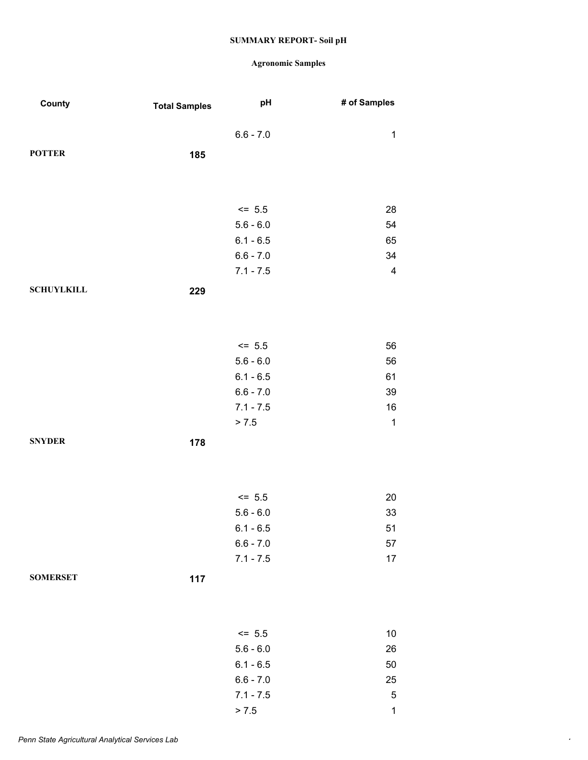**SUMMARY REPORT- Soil pH**

**Agronomic Samples**

| County | Total Samples | pH | # of Samples |
|---|---|---|---|
| | | 6.6 - 7.0 | 1 |
| **POTTER** | **185** | | |
| | | <= 5.5 | 28 |
| | | 5.6 - 6.0 | 54 |
| | | 6.1 - 6.5 | 65 |
| | | 6.6 - 7.0 | 34 |
| | | 7.1 - 7.5 | 4 |
| **SCHUYLKILL** | **229** | | |
| | | <= 5.5 | 56 |
| | | 5.6 - 6.0 | 56 |
| | | 6.1 - 6.5 | 61 |
| | | 6.6 - 7.0 | 39 |
| | | 7.1 - 7.5 | 16 |
| | | > 7.5 | 1 |
| **SNYDER** | **178** | | |
| | | <= 5.5 | 20 |
| | | 5.6 - 6.0 | 33 |
| | | 6.1 - 6.5 | 51 |
| | | 6.6 - 7.0 | 57 |
| | | 7.1 - 7.5 | 17 |
| **SOMERSET** | **117** | | |
| | | <= 5.5 | 10 |
| | | 5.6 - 6.0 | 26 |
| | | 6.1 - 6.5 | 50 |
| | | 6.6 - 7.0 | 25 |
| | | 7.1 - 7.5 | 5 |
| | | > 7.5 | 1 |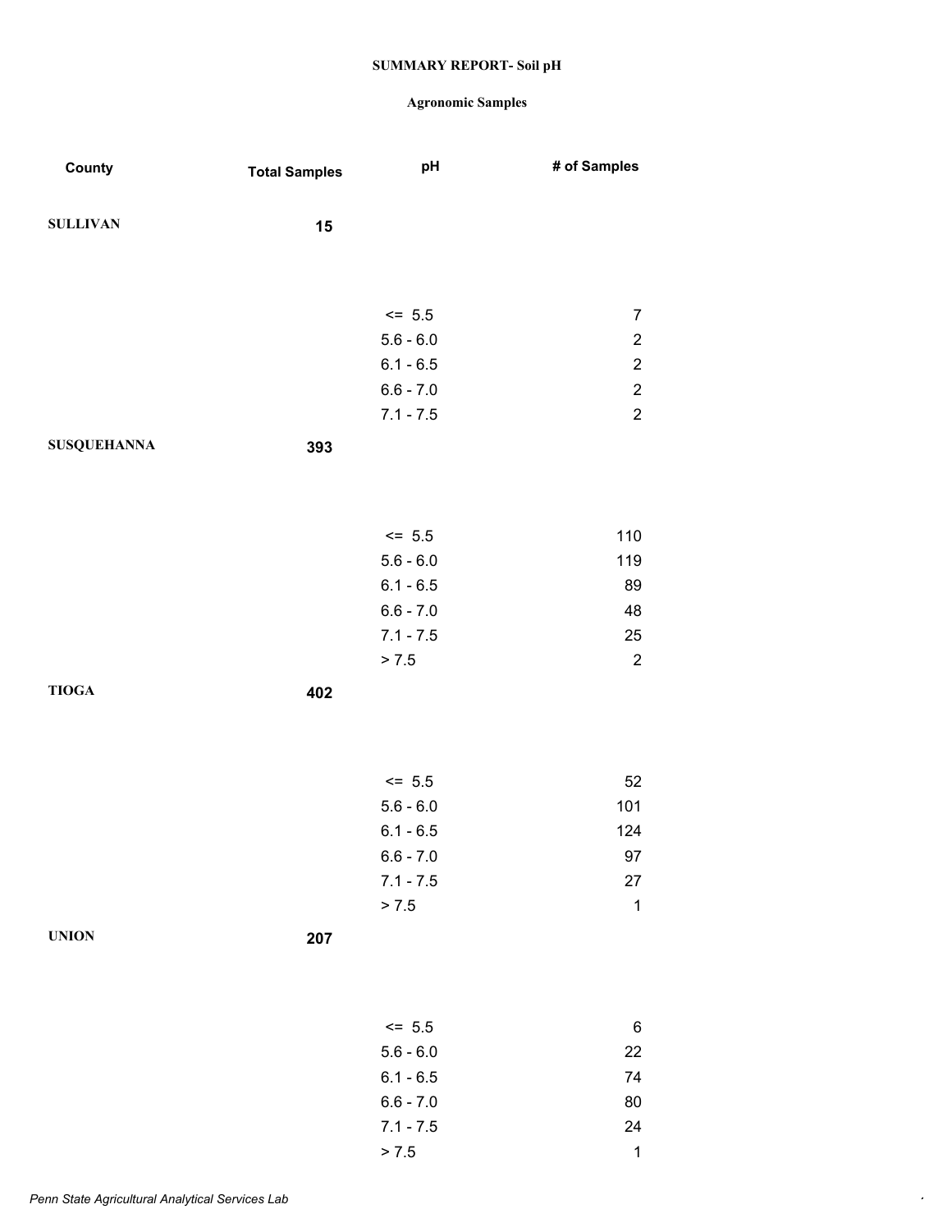**SUMMARY REPORT- Soil pH**

**Agronomic Samples**

| County | Total Samples | pH | # of Samples |
|---|---|---|---|
| **SULLIVAN** | **15** | | |
| | | <= 5.5 | 7 |
| | | 5.6 - 6.0 | 2 |
| | | 6.1 - 6.5 | 2 |
| | | 6.6 - 7.0 | 2 |
| | | 7.1 - 7.5 | 2 |
| **SUSQUEHANNA** | **393** | | |
| | | <= 5.5 | 110 |
| | | 5.6 - 6.0 | 119 |
| | | 6.1 - 6.5 | 89 |
| | | 6.6 - 7.0 | 48 |
| | | 7.1 - 7.5 | 25 |
| | | > 7.5 | 2 |
| **TIOGA** | **402** | | |
| | | <= 5.5 | 52 |
| | | 5.6 - 6.0 | 101 |
| | | 6.1 - 6.5 | 124 |
| | | 6.6 - 7.0 | 97 |
| | | 7.1 - 7.5 | 27 |
| | | > 7.5 | 1 |
| **UNION** | **207** | | |
| | | <= 5.5 | 6 |
| | | 5.6 - 6.0 | 22 |
| | | 6.1 - 6.5 | 74 |
| | | 6.6 - 7.0 | 80 |
| | | 7.1 - 7.5 | 24 |
| | | > 7.5 | 1 |

*Penn State Agricultural Analytical Services Lab*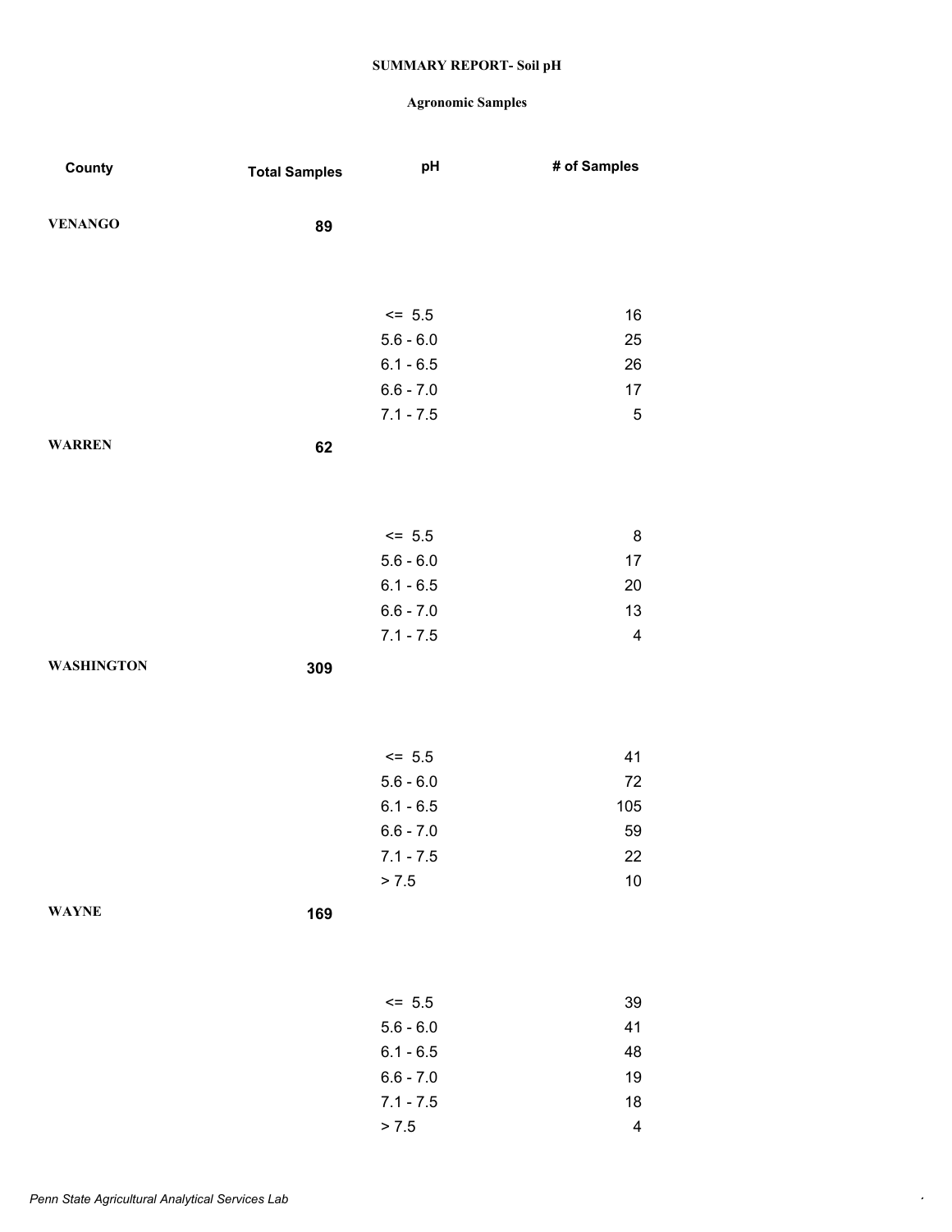**SUMMARY REPORT- Soil pH**

**Agronomic Samples**

| County | Total Samples | pH | # of Samples |
| --- | --- | --- | --- |
| **VENANGO** | **89** | | |
| | | <= 5.5 | 16 |
| | | 5.6 - 6.0 | 25 |
| | | 6.1 - 6.5 | 26 |
| | | 6.6 - 7.0 | 17 |
| | | 7.1 - 7.5 | 5 |
| **WARREN** | **62** | | |
| | | <= 5.5 | 8 |
| | | 5.6 - 6.0 | 17 |
| | | 6.1 - 6.5 | 20 |
| | | 6.6 - 7.0 | 13 |
| | | 7.1 - 7.5 | 4 |
| **WASHINGTON** | **309** | | |
| | | <= 5.5 | 41 |
| | | 5.6 - 6.0 | 72 |
| | | 6.1 - 6.5 | 105 |
| | | 6.6 - 7.0 | 59 |
| | | 7.1 - 7.5 | 22 |
| | | > 7.5 | 10 |
| **WAYNE** | **169** | | |
| | | <= 5.5 | 39 |
| | | 5.6 - 6.0 | 41 |
| | | 6.1 - 6.5 | 48 |
| | | 6.6 - 7.0 | 19 |
| | | 7.1 - 7.5 | 18 |
| | | > 7.5 | 4 |

*Penn State Agricultural Analytical Services Lab*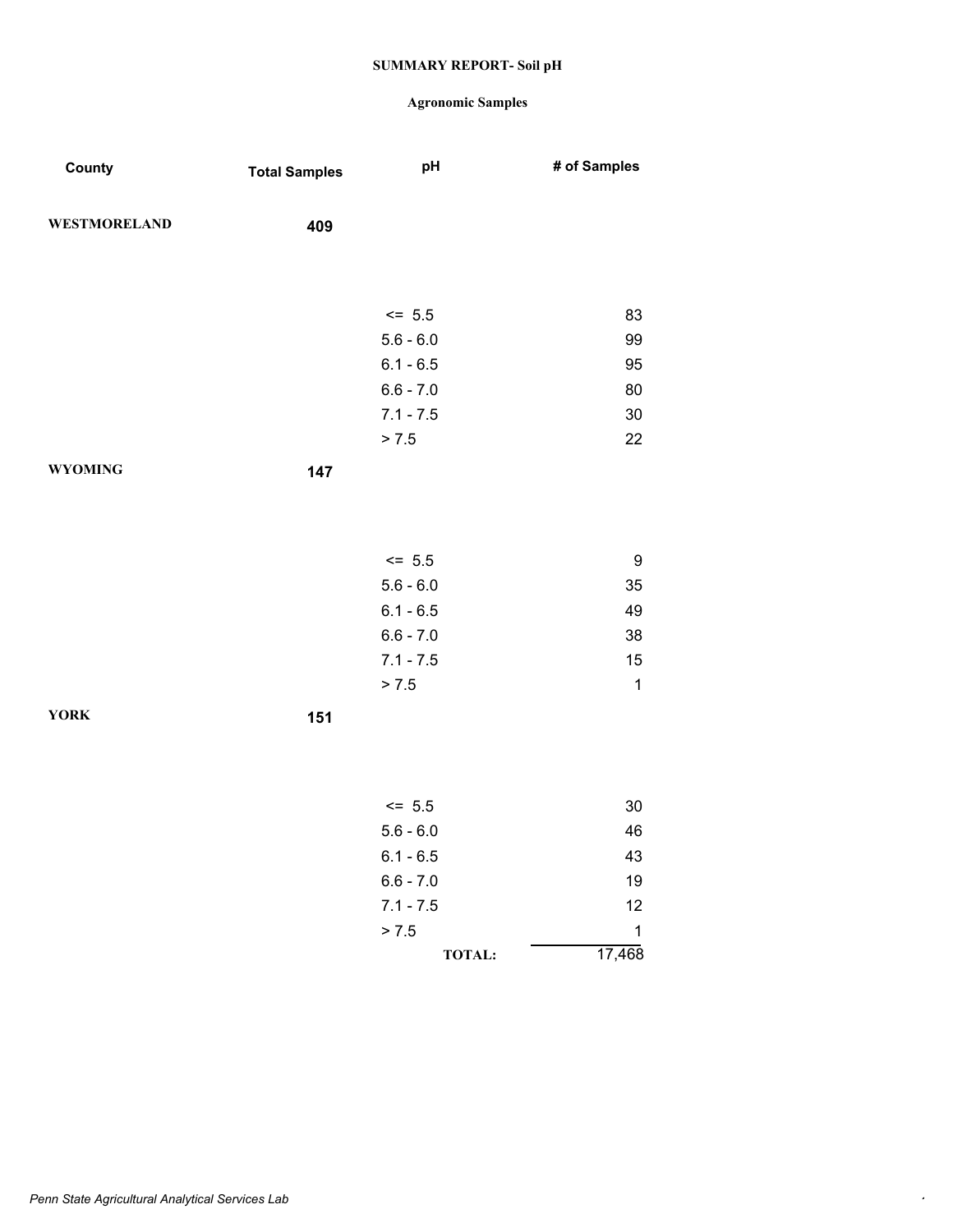# SUMMARY REPORT- Soil pH

## Agronomic Samples

| County | Total Samples | pH | # of Samples |
|---|---|---|---|
| WESTMORELAND | 409 | | |
| | | <= 5.5 | 83 |
| | | 5.6 - 6.0 | 99 |
| | | 6.1 - 6.5 | 95 |
| | | 6.6 - 7.0 | 80 |
| | | 7.1 - 7.5 | 30 |
| | | > 7.5 | 22 |
| WYOMING | 147 | | |
| | | <= 5.5 | 9 |
| | | 5.6 - 6.0 | 35 |
| | | 6.1 - 6.5 | 49 |
| | | 6.6 - 7.0 | 38 |
| | | 7.1 - 7.5 | 15 |
| | | > 7.5 | 1 |
| YORK | 151 | | |
| | | <= 5.5 | 30 |
| | | 5.6 - 6.0 | 46 |
| | | 6.1 - 6.5 | 43 |
| | | 6.6 - 7.0 | 19 |
| | | 7.1 - 7.5 | 12 |
| | | > 7.5 | 1 |
| | | **TOTAL:** | 17,468 |

*Penn State Agricultural Analytical Services Lab*